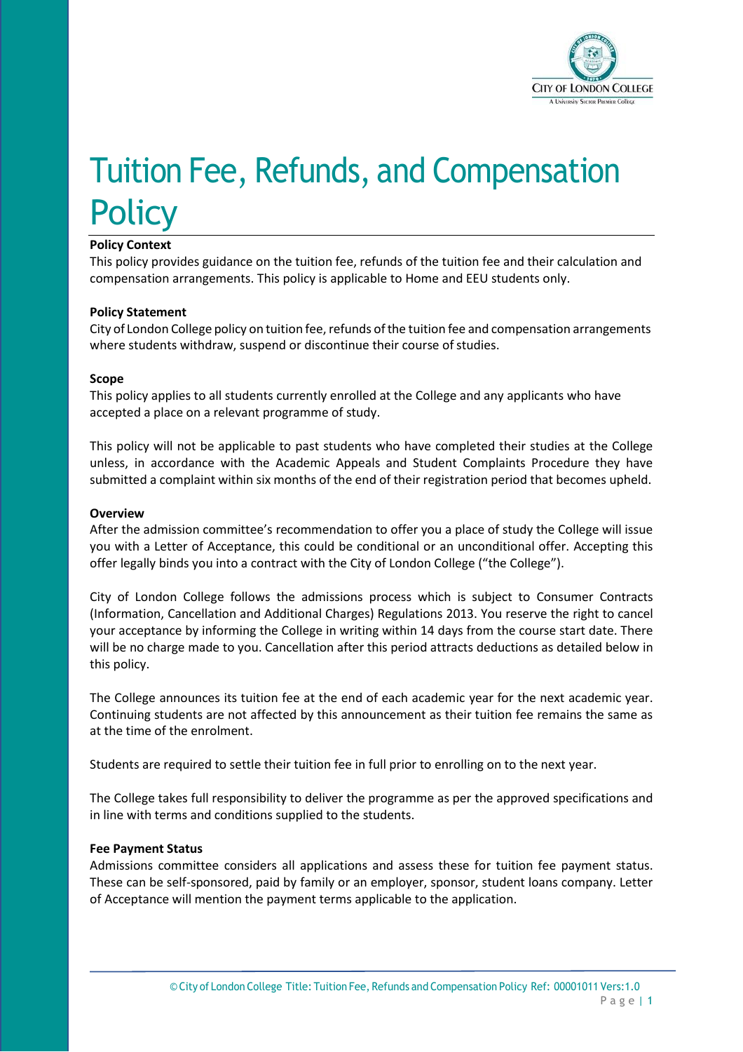# Tuition Fee, Refunds, and Compensation Policy

**Policy Context**

This policy provides guidance on the tuition fee, refunds of the tuition fee and their calculation and compensation arrangements. This policy is applicable to Home and EEU students only.

**Policy Statement**

City of London College policy on tuition fee, refunds of the tuition fee and compensation arrangements where students withdraw, suspend or discontinue their course of studies.

**Scope**

This policy applies to all students currently enrolled at the College and any applicants who have accepted a place on a relevant programme of study.

This policy will not be applicable to past students who have completed their studies at the College unless, in accordance with the Academic Appeals and Student Complaints Procedure they have submitted a complaint within six months of the end of their registration period that becomes upheld.

**Overview**

After the admission committee's recommendation to offer you a place of study the College will issue you with a Letter of Acceptance, this could be conditional or an unconditional offer. Accepting this offer legally binds you into a contract with the City of London College ("the College").

City of London College follows the admissions process which is subject to Consumer Contracts (Information, Cancellation and Additional Charges) Regulations 2013. You reserve the right to cancel your acceptance by informing the College in writing within 14 days from the course start date. There will be no charge made to you. Cancellation after this period attracts deductions as detailed below in this policy.

The College announces its tuition fee at the end of each academic year for the next academic year. Continuing students are not affected by this announcement as their tuition fee remains the same as at the time of the enrolment.

Students are required to settle their tuition fee in full prior to enrolling on to the next year.

The College takes full responsibility to deliver the programme as per the approved specifications and in line with terms and conditions supplied to the students.

**Fee Payment Status**

Admissions committee considers all applications and assess these for tuition fee payment status. These can be self-sponsored, paid by family or an employer, sponsor, student loans company. Letter of Acceptance will mention the payment terms applicable to the application.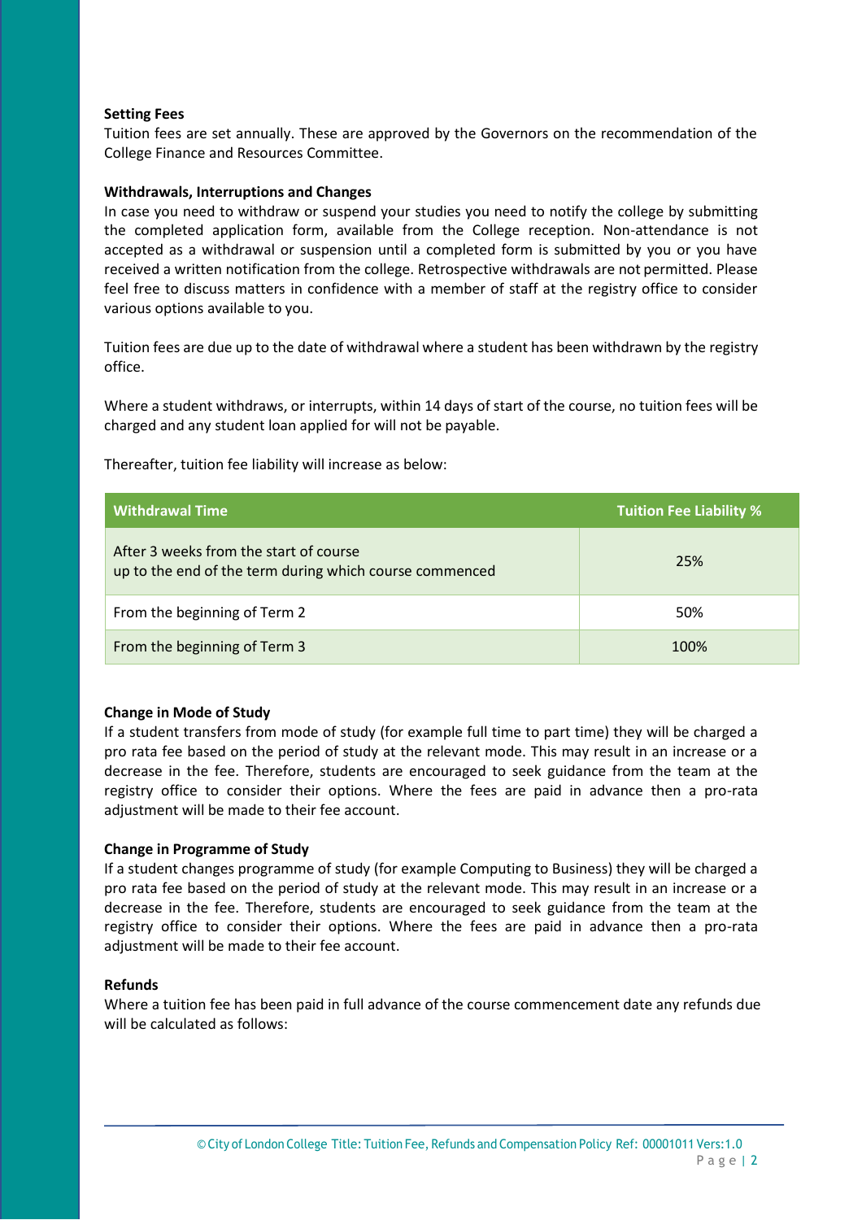**Setting Fees**

Tuition fees are set annually. These are approved by the Governors on the recommendation of the College Finance and Resources Committee.

**Withdrawals, Interruptions and Changes**

In case you need to withdraw or suspend your studies you need to notify the college by submitting the completed application form, available from the College reception. Non-attendance is not accepted as a withdrawal or suspension until a completed form is submitted by you or you have received a written notification from the college. Retrospective withdrawals are not permitted. Please feel free to discuss matters in confidence with a member of staff at the registry office to consider various options available to you.

Tuition fees are due up to the date of withdrawal where a student has been withdrawn by the registry office.

Where a student withdraws, or interrupts, within 14 days of start of the course, no tuition fees will be charged and any student loan applied for will not be payable.

Thereafter, tuition fee liability will increase as below:

| Withdrawal Time | Tuition Fee Liability % |
|---|---|
| After 3 weeks from the start of course up to the end of the term during which course commenced | 25% |
| From the beginning of Term 2 | 50% |
| From the beginning of Term 3 | 100% |

**Change in Mode of Study**

If a student transfers from mode of study (for example full time to part time) they will be charged a pro rata fee based on the period of study at the relevant mode. This may result in an increase or a decrease in the fee. Therefore, students are encouraged to seek guidance from the team at the registry office to consider their options. Where the fees are paid in advance then a pro-rata adjustment will be made to their fee account.

**Change in Programme of Study**

If a student changes programme of study (for example Computing to Business) they will be charged a pro rata fee based on the period of study at the relevant mode. This may result in an increase or a decrease in the fee. Therefore, students are encouraged to seek guidance from the team at the registry office to consider their options. Where the fees are paid in advance then a pro-rata adjustment will be made to their fee account.

**Refunds**

Where a tuition fee has been paid in full advance of the course commencement date any refunds due will be calculated as follows: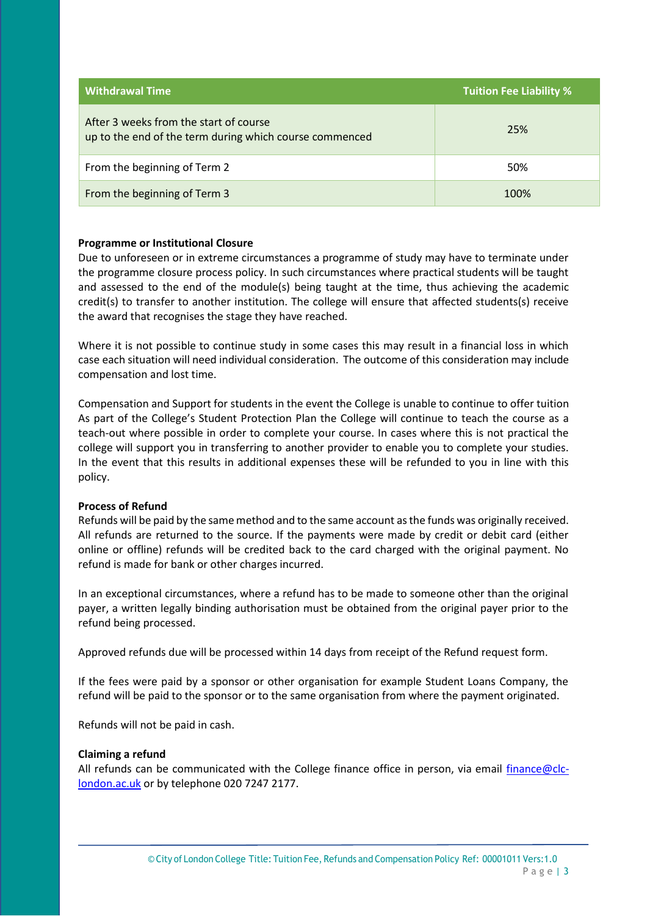| Withdrawal Time | Tuition Fee Liability % |
| --- | --- |
| After 3 weeks from the start of course up to the end of the term during which course commenced | 25% |
| From the beginning of Term 2 | 50% |
| From the beginning of Term 3 | 100% |

**Programme or Institutional Closure**
Due to unforeseen or in extreme circumstances a programme of study may have to terminate under the programme closure process policy. In such circumstances where practical students will be taught and assessed to the end of the module(s) being taught at the time, thus achieving the academic credit(s) to transfer to another institution. The college will ensure that affected students(s) receive the award that recognises the stage they have reached.

Where it is not possible to continue study in some cases this may result in a financial loss in which case each situation will need individual consideration. The outcome of this consideration may include compensation and lost time.

Compensation and Support for students in the event the College is unable to continue to offer tuition As part of the College's Student Protection Plan the College will continue to teach the course as a teach-out where possible in order to complete your course. In cases where this is not practical the college will support you in transferring to another provider to enable you to complete your studies. In the event that this results in additional expenses these will be refunded to you in line with this policy.

**Process of Refund**
Refunds will be paid by the same method and to the same account as the funds was originally received. All refunds are returned to the source. If the payments were made by credit or debit card (either online or offline) refunds will be credited back to the card charged with the original payment. No refund is made for bank or other charges incurred.

In an exceptional circumstances, where a refund has to be made to someone other than the original payer, a written legally binding authorisation must be obtained from the original payer prior to the refund being processed.

Approved refunds due will be processed within 14 days from receipt of the Refund request form.

If the fees were paid by a sponsor or other organisation for example Student Loans Company, the refund will be paid to the sponsor or to the same organisation from where the payment originated.

Refunds will not be paid in cash.

**Claiming a refund**
All refunds can be communicated with the College finance office in person, via email finance@clc-london.ac.uk or by telephone 020 7247 2177.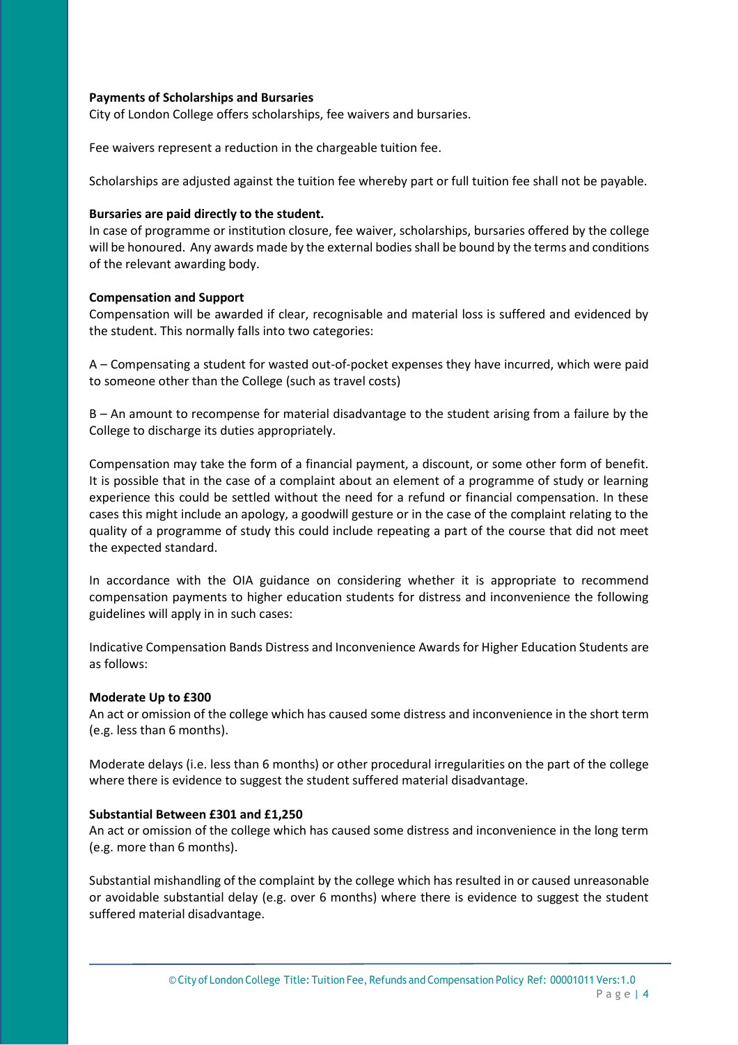**Payments of Scholarships and Bursaries**

City of London College offers scholarships, fee waivers and bursaries.

Fee waivers represent a reduction in the chargeable tuition fee.

Scholarships are adjusted against the tuition fee whereby part or full tuition fee shall not be payable.

**Bursaries are paid directly to the student.**

In case of programme or institution closure, fee waiver, scholarships, bursaries offered by the college will be honoured. Any awards made by the external bodies shall be bound by the terms and conditions of the relevant awarding body.

**Compensation and Support**

Compensation will be awarded if clear, recognisable and material loss is suffered and evidenced by the student. This normally falls into two categories:

A – Compensating a student for wasted out-of-pocket expenses they have incurred, which were paid to someone other than the College (such as travel costs)

B – An amount to recompense for material disadvantage to the student arising from a failure by the College to discharge its duties appropriately.

Compensation may take the form of a financial payment, a discount, or some other form of benefit. It is possible that in the case of a complaint about an element of a programme of study or learning experience this could be settled without the need for a refund or financial compensation. In these cases this might include an apology, a goodwill gesture or in the case of the complaint relating to the quality of a programme of study this could include repeating a part of the course that did not meet the expected standard.

In accordance with the OIA guidance on considering whether it is appropriate to recommend compensation payments to higher education students for distress and inconvenience the following guidelines will apply in in such cases:

Indicative Compensation Bands Distress and Inconvenience Awards for Higher Education Students are as follows:

**Moderate Up to £300**

An act or omission of the college which has caused some distress and inconvenience in the short term (e.g. less than 6 months).

Moderate delays (i.e. less than 6 months) or other procedural irregularities on the part of the college where there is evidence to suggest the student suffered material disadvantage.

**Substantial Between £301 and £1,250**

An act or omission of the college which has caused some distress and inconvenience in the long term (e.g. more than 6 months).

Substantial mishandling of the complaint by the college which has resulted in or caused unreasonable or avoidable substantial delay (e.g. over 6 months) where there is evidence to suggest the student suffered material disadvantage.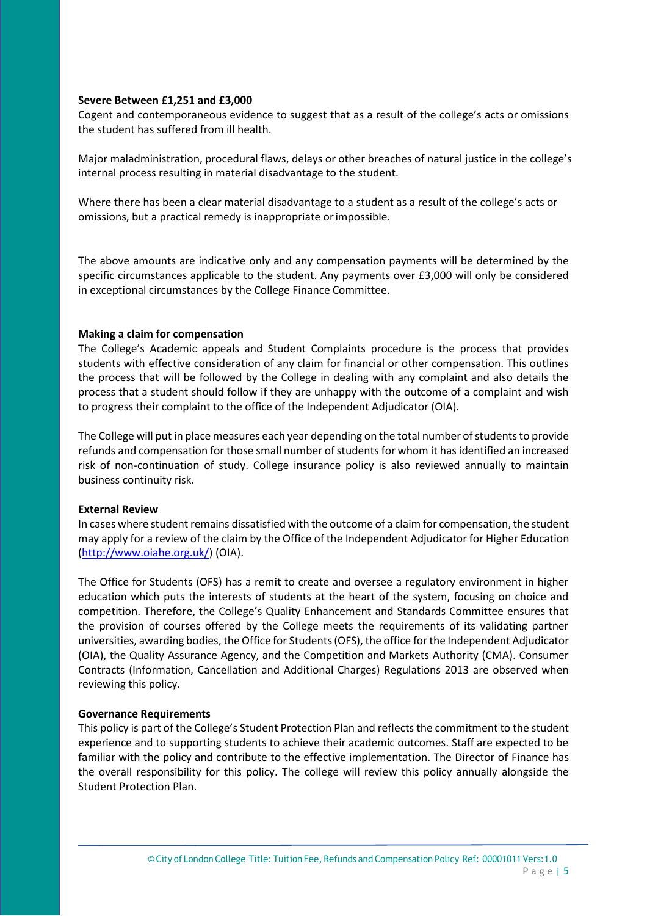**Severe Between £1,251 and £3,000**

Cogent and contemporaneous evidence to suggest that as a result of the college's acts or omissions the student has suffered from ill health.

Major maladministration, procedural flaws, delays or other breaches of natural justice in the college's internal process resulting in material disadvantage to the student.

Where there has been a clear material disadvantage to a student as a result of the college's acts or omissions, but a practical remedy is inappropriate or impossible.

The above amounts are indicative only and any compensation payments will be determined by the specific circumstances applicable to the student. Any payments over £3,000 will only be considered in exceptional circumstances by the College Finance Committee.

**Making a claim for compensation**

The College's Academic appeals and Student Complaints procedure is the process that provides students with effective consideration of any claim for financial or other compensation. This outlines the process that will be followed by the College in dealing with any complaint and also details the process that a student should follow if they are unhappy with the outcome of a complaint and wish to progress their complaint to the office of the Independent Adjudicator (OIA).

The College will put in place measures each year depending on the total number of students to provide refunds and compensation for those small number of students for whom it has identified an increased risk of non-continuation of study. College insurance policy is also reviewed annually to maintain business continuity risk.

**External Review**

In cases where student remains dissatisfied with the outcome of a claim for compensation, the student may apply for a review of the claim by the Office of the Independent Adjudicator for Higher Education (http://www.oiahe.org.uk/) (OIA).

The Office for Students (OFS) has a remit to create and oversee a regulatory environment in higher education which puts the interests of students at the heart of the system, focusing on choice and competition. Therefore, the College's Quality Enhancement and Standards Committee ensures that the provision of courses offered by the College meets the requirements of its validating partner universities, awarding bodies, the Office for Students (OFS), the office for the Independent Adjudicator (OIA), the Quality Assurance Agency, and the Competition and Markets Authority (CMA). Consumer Contracts (Information, Cancellation and Additional Charges) Regulations 2013 are observed when reviewing this policy.

**Governance Requirements**

This policy is part of the College's Student Protection Plan and reflects the commitment to the student experience and to supporting students to achieve their academic outcomes. Staff are expected to be familiar with the policy and contribute to the effective implementation. The Director of Finance has the overall responsibility for this policy. The college will review this policy annually alongside the Student Protection Plan.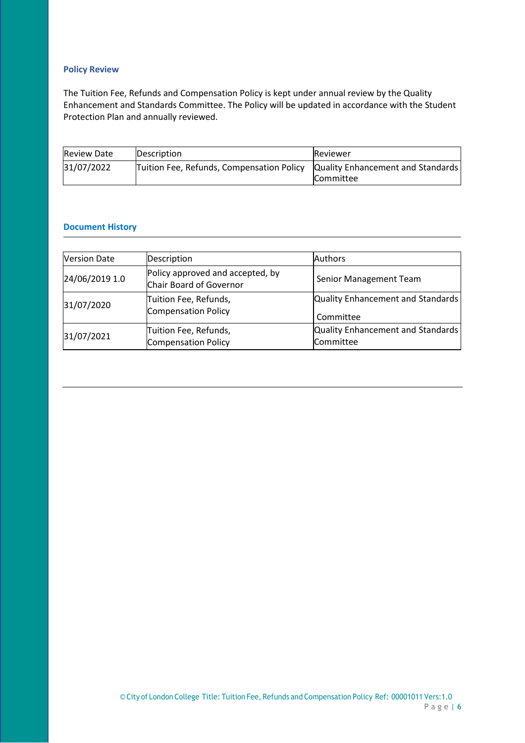## Policy Review

The Tuition Fee, Refunds and Compensation Policy is kept under annual review by the Quality Enhancement and Standards Committee. The Policy will be updated in accordance with the Student Protection Plan and annually reviewed.

| Review Date | Description | Reviewer |
|---|---|---|
| 31/07/2022 | Tuition Fee, Refunds, Compensation Policy | Quality Enhancement and Standards Committee |

## Document History

| Version Date | Description | Authors |
|---|---|---|
| 24/06/2019 1.0 | Policy approved and accepted, by Chair Board of Governor | Senior Management Team |
| 31/07/2020 | Tuition Fee, Refunds, Compensation Policy | Quality Enhancement and Standards Committee |
| 31/07/2021 | Tuition Fee, Refunds, Compensation Policy | Quality Enhancement and Standards Committee |